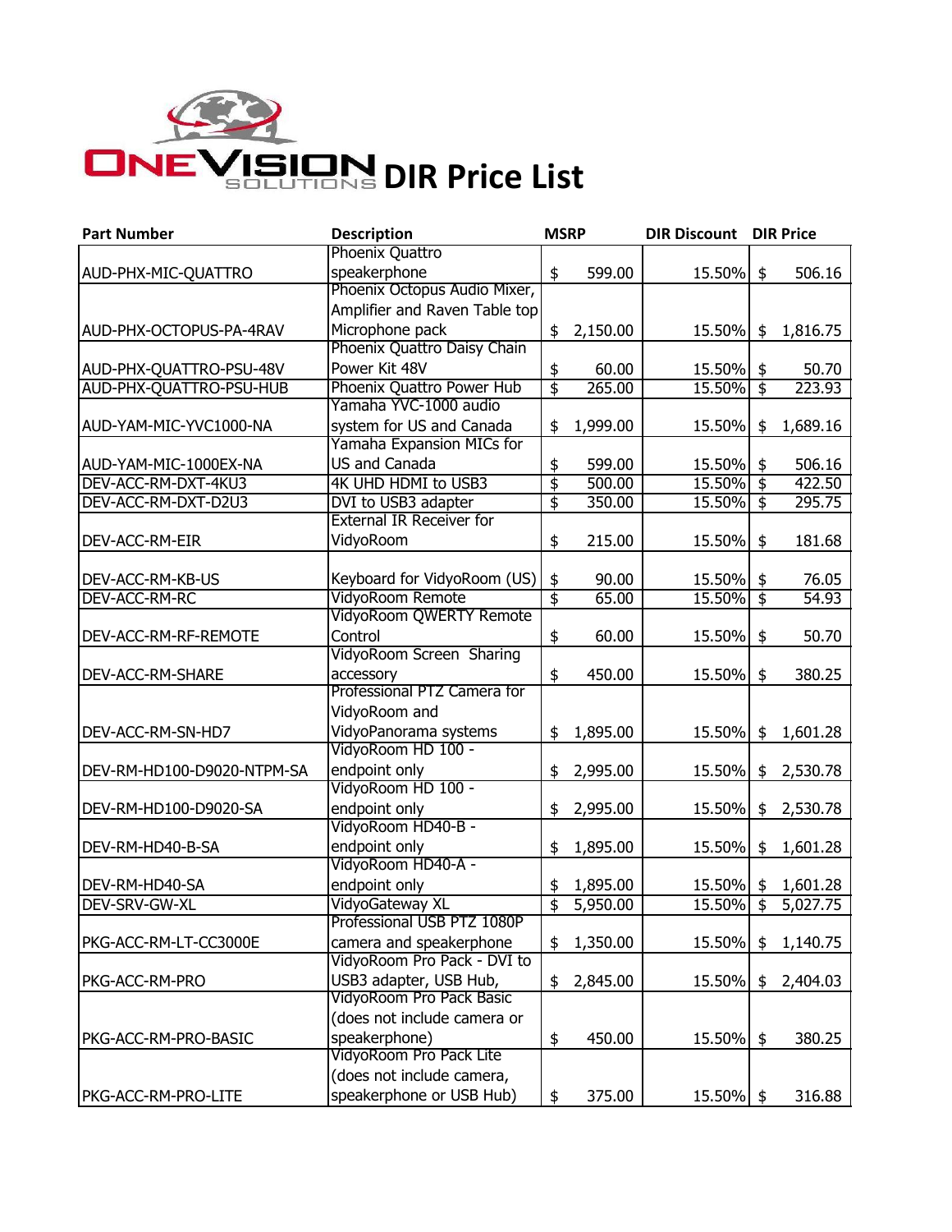# ONEVISION SOLUTIONS DIR Price List

| Part Number | Description | MSRP | DIR Discount | DIR Price |
|---|---|---|---|---|
| AUD-PHX-MIC-QUATTRO | Phoenix Quattro speakerphone | $ 599.00 | 15.50% | $ 506.16 |
| AUD-PHX-OCTOPUS-PA-4RAV | Phoenix Octopus Audio Mixer, Amplifier and Raven Table top Microphone pack | $ 2,150.00 | 15.50% | $ 1,816.75 |
| AUD-PHX-QUATTRO-PSU-48V | Phoenix Quattro Daisy Chain Power Kit 48V | $ 60.00 | 15.50% | $ 50.70 |
| AUD-PHX-QUATTRO-PSU-HUB | Phoenix Quattro Power Hub | $ 265.00 | 15.50% | $ 223.93 |
| AUD-YAM-MIC-YVC1000-NA | Yamaha YVC-1000 audio system for US and Canada | $ 1,999.00 | 15.50% | $ 1,689.16 |
| AUD-YAM-MIC-1000EX-NA | Yamaha Expansion MICs for US and Canada | $ 599.00 | 15.50% | $ 506.16 |
| DEV-ACC-RM-DXT-4KU3 | 4K UHD HDMI to USB3 | $ 500.00 | 15.50% | $ 422.50 |
| DEV-ACC-RM-DXT-D2U3 | DVI to USB3 adapter | $ 350.00 | 15.50% | $ 295.75 |
| DEV-ACC-RM-EIR | External IR Receiver for VidyoRoom | $ 215.00 | 15.50% | $ 181.68 |
| DEV-ACC-RM-KB-US | Keyboard for VidyoRoom (US) | $ 90.00 | 15.50% | $ 76.05 |
| DEV-ACC-RM-RC | VidyoRoom Remote | $ 65.00 | 15.50% | $ 54.93 |
| DEV-ACC-RM-RF-REMOTE | VidyoRoom QWERTY Remote Control | $ 60.00 | 15.50% | $ 50.70 |
| DEV-ACC-RM-SHARE | VidyoRoom Screen Sharing accessory | $ 450.00 | 15.50% | $ 380.25 |
| DEV-ACC-RM-SN-HD7 | Professional PTZ Camera for VidyoRoom and VidyoPanorama systems | $ 1,895.00 | 15.50% | $ 1,601.28 |
| DEV-RM-HD100-D9020-NTPM-SA | VidyoRoom HD 100 - endpoint only | $ 2,995.00 | 15.50% | $ 2,530.78 |
| DEV-RM-HD100-D9020-SA | VidyoRoom HD 100 - endpoint only | $ 2,995.00 | 15.50% | $ 2,530.78 |
| DEV-RM-HD40-B-SA | VidyoRoom HD40-B - endpoint only | $ 1,895.00 | 15.50% | $ 1,601.28 |
| DEV-RM-HD40-SA | VidyoRoom HD40-A - endpoint only | $ 1,895.00 | 15.50% | $ 1,601.28 |
| DEV-SRV-GW-XL | VidyoGateway XL | $ 5,950.00 | 15.50% | $ 5,027.75 |
| PKG-ACC-RM-LT-CC3000E | Professional USB PTZ 1080P camera and speakerphone | $ 1,350.00 | 15.50% | $ 1,140.75 |
| PKG-ACC-RM-PRO | VidyoRoom Pro Pack - DVI to USB3 adapter, USB Hub, | $ 2,845.00 | 15.50% | $ 2,404.03 |
| PKG-ACC-RM-PRO-BASIC | VidyoRoom Pro Pack Basic (does not include camera or speakerphone) | $ 450.00 | 15.50% | $ 380.25 |
| PKG-ACC-RM-PRO-LITE | VidyoRoom Pro Pack Lite (does not include camera, speakerphone or USB Hub) | $ 375.00 | 15.50% | $ 316.88 |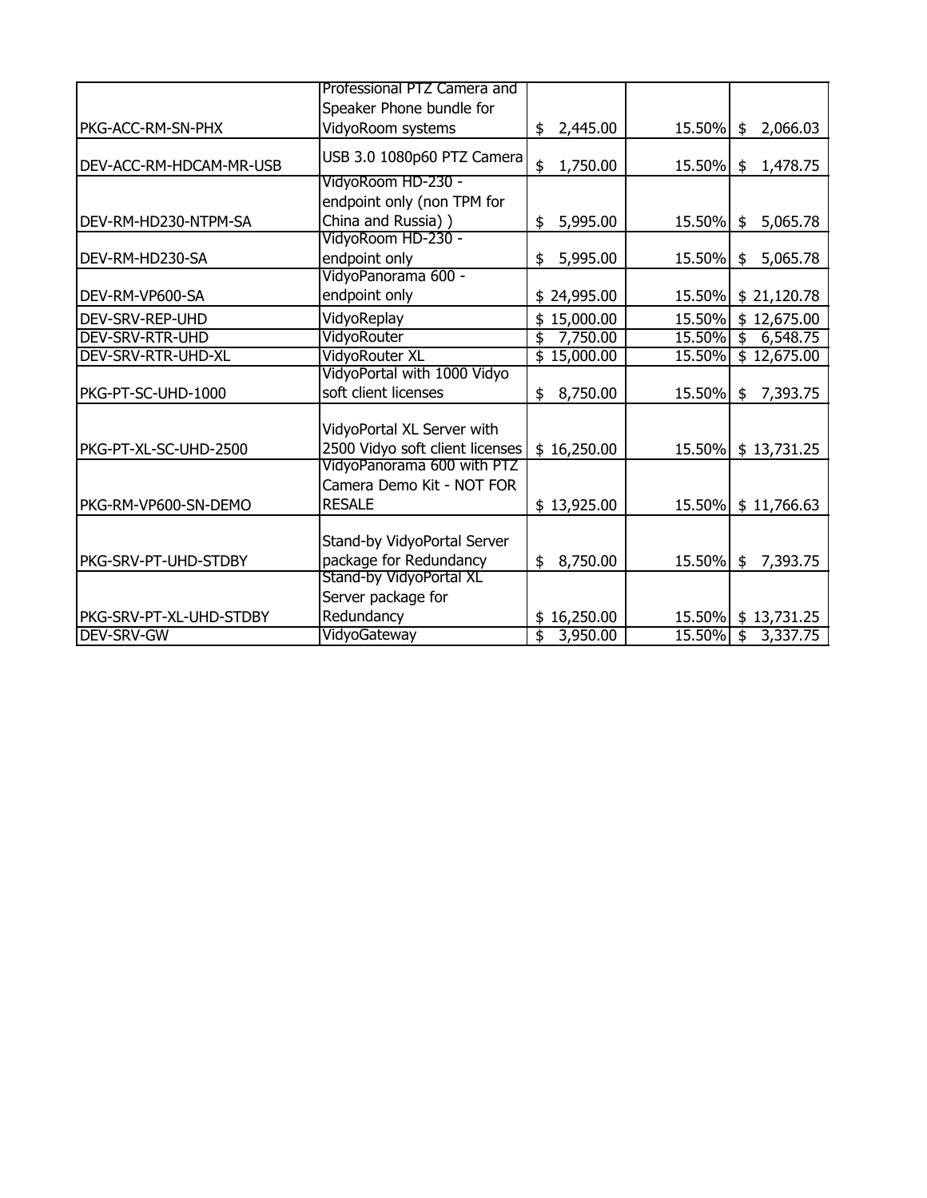| | | | | |
|---|---|---|---|---|
| PKG-ACC-RM-SN-PHX | Professional PTZ Camera and Speaker Phone bundle for VidyoRoom systems | $ 2,445.00 | 15.50% | $ 2,066.03 |
| DEV-ACC-RM-HDCAM-MR-USB | USB 3.0 1080p60 PTZ Camera | $ 1,750.00 | 15.50% | $ 1,478.75 |
| DEV-RM-HD230-NTPM-SA | VidyoRoom HD-230 - endpoint only (non TPM for China and Russia) ) | $ 5,995.00 | 15.50% | $ 5,065.78 |
| DEV-RM-HD230-SA | VidyoRoom HD-230 - endpoint only | $ 5,995.00 | 15.50% | $ 5,065.78 |
| DEV-RM-VP600-SA | VidyoPanorama 600 - endpoint only | $ 24,995.00 | 15.50% | $ 21,120.78 |
| DEV-SRV-REP-UHD | VidyoReplay | $ 15,000.00 | 15.50% | $ 12,675.00 |
| DEV-SRV-RTR-UHD | VidyoRouter | $ 7,750.00 | 15.50% | $ 6,548.75 |
| DEV-SRV-RTR-UHD-XL | VidyoRouter XL | $ 15,000.00 | 15.50% | $ 12,675.00 |
| PKG-PT-SC-UHD-1000 | VidyoPortal with 1000 Vidyo soft client licenses | $ 8,750.00 | 15.50% | $ 7,393.75 |
| PKG-PT-XL-SC-UHD-2500 | VidyoPortal XL Server with 2500 Vidyo soft client licenses | $ 16,250.00 | 15.50% | $ 13,731.25 |
| PKG-RM-VP600-SN-DEMO | VidyoPanorama 600 with PTZ Camera Demo Kit - NOT FOR RESALE | $ 13,925.00 | 15.50% | $ 11,766.63 |
| PKG-SRV-PT-UHD-STDBY | Stand-by VidyoPortal Server package for Redundancy | $ 8,750.00 | 15.50% | $ 7,393.75 |
| PKG-SRV-PT-XL-UHD-STDBY | Stand-by VidyoPortal XL Server package for Redundancy | $ 16,250.00 | 15.50% | $ 13,731.25 |
| DEV-SRV-GW | VidyoGateway | $ 3,950.00 | 15.50% | $ 3,337.75 |